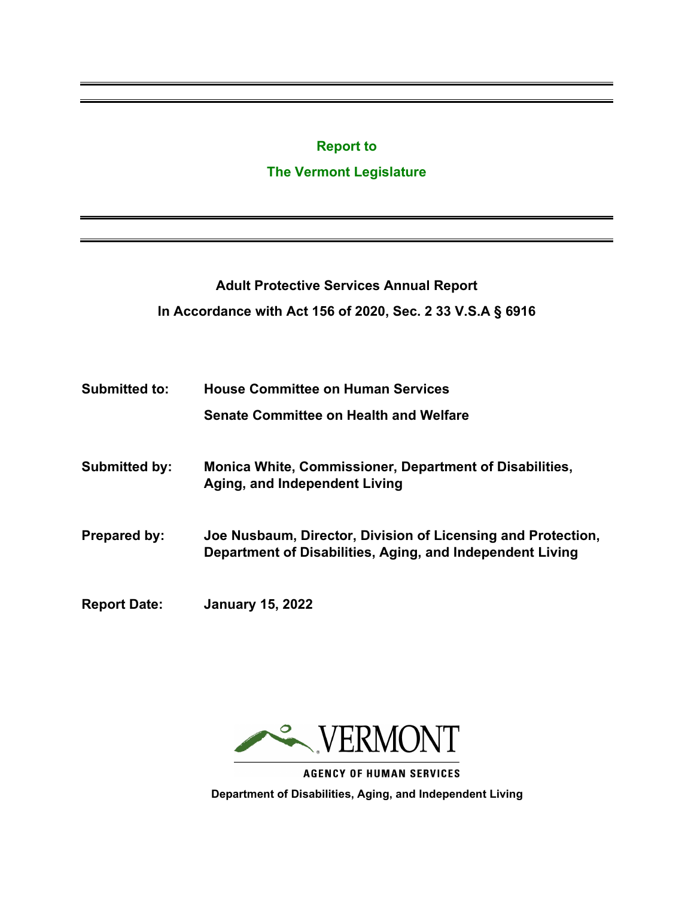**Report to**

**The Vermont Legislature**

---

# Adult Protective Services Annual Report

**In Accordance with Act 156 of 2020, Sec. 2 33 V.S.A § 6916**

**Submitted to:** **House Committee on Human Services**

**Senate Committee on Health and Welfare**

**Submitted by:** **Monica White, Commissioner, Department of Disabilities, Aging, and Independent Living**

**Prepared by:** **Joe Nusbaum, Director, Division of Licensing and Protection, Department of Disabilities, Aging, and Independent Living**

**Report Date:** **January 15, 2022**

VERMONT

AGENCY OF HUMAN SERVICES

**Department of Disabilities, Aging, and Independent Living**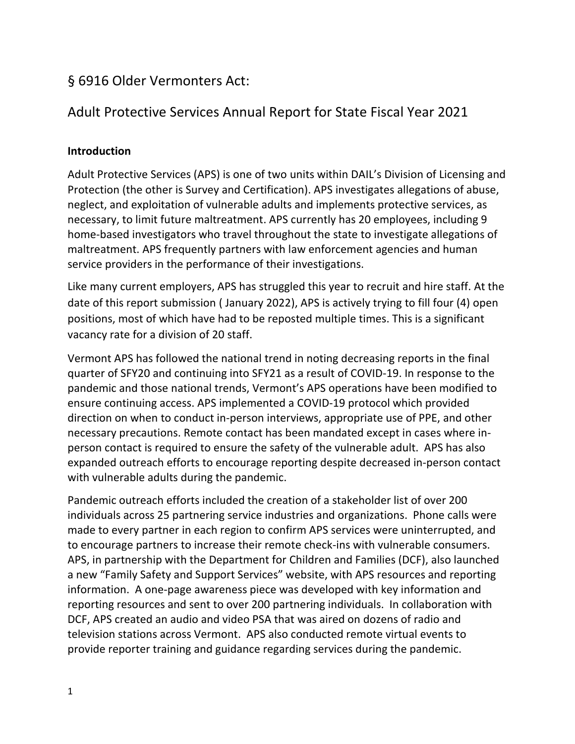# § 6916 Older Vermonters Act:

# Adult Protective Services Annual Report for State Fiscal Year 2021

## Introduction

Adult Protective Services (APS) is one of two units within DAIL's Division of Licensing and Protection (the other is Survey and Certification). APS investigates allegations of abuse, neglect, and exploitation of vulnerable adults and implements protective services, as necessary, to limit future maltreatment. APS currently has 20 employees, including 9 home-based investigators who travel throughout the state to investigate allegations of maltreatment. APS frequently partners with law enforcement agencies and human service providers in the performance of their investigations.

Like many current employers, APS has struggled this year to recruit and hire staff. At the date of this report submission ( January 2022), APS is actively trying to fill four (4) open positions, most of which have had to be reposted multiple times. This is a significant vacancy rate for a division of 20 staff.

Vermont APS has followed the national trend in noting decreasing reports in the final quarter of SFY20 and continuing into SFY21 as a result of COVID-19. In response to the pandemic and those national trends, Vermont's APS operations have been modified to ensure continuing access. APS implemented a COVID-19 protocol which provided direction on when to conduct in-person interviews, appropriate use of PPE, and other necessary precautions. Remote contact has been mandated except in cases where in-person contact is required to ensure the safety of the vulnerable adult. APS has also expanded outreach efforts to encourage reporting despite decreased in-person contact with vulnerable adults during the pandemic.

Pandemic outreach efforts included the creation of a stakeholder list of over 200 individuals across 25 partnering service industries and organizations. Phone calls were made to every partner in each region to confirm APS services were uninterrupted, and to encourage partners to increase their remote check-ins with vulnerable consumers. APS, in partnership with the Department for Children and Families (DCF), also launched a new "Family Safety and Support Services" website, with APS resources and reporting information. A one-page awareness piece was developed with key information and reporting resources and sent to over 200 partnering individuals. In collaboration with DCF, APS created an audio and video PSA that was aired on dozens of radio and television stations across Vermont. APS also conducted remote virtual events to provide reporter training and guidance regarding services during the pandemic.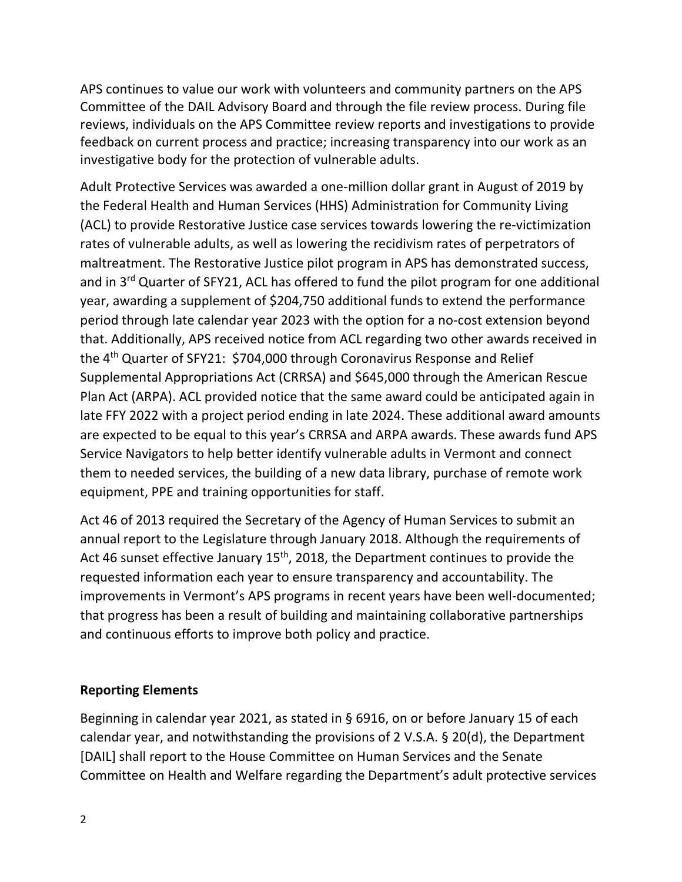APS continues to value our work with volunteers and community partners on the APS Committee of the DAIL Advisory Board and through the file review process. During file reviews, individuals on the APS Committee review reports and investigations to provide feedback on current process and practice; increasing transparency into our work as an investigative body for the protection of vulnerable adults.

Adult Protective Services was awarded a one-million dollar grant in August of 2019 by the Federal Health and Human Services (HHS) Administration for Community Living (ACL) to provide Restorative Justice case services towards lowering the re-victimization rates of vulnerable adults, as well as lowering the recidivism rates of perpetrators of maltreatment. The Restorative Justice pilot program in APS has demonstrated success, and in 3rd Quarter of SFY21, ACL has offered to fund the pilot program for one additional year, awarding a supplement of $204,750 additional funds to extend the performance period through late calendar year 2023 with the option for a no-cost extension beyond that. Additionally, APS received notice from ACL regarding two other awards received in the 4th Quarter of SFY21: $704,000 through Coronavirus Response and Relief Supplemental Appropriations Act (CRRSA) and $645,000 through the American Rescue Plan Act (ARPA). ACL provided notice that the same award could be anticipated again in late FFY 2022 with a project period ending in late 2024. These additional award amounts are expected to be equal to this year's CRRSA and ARPA awards. These awards fund APS Service Navigators to help better identify vulnerable adults in Vermont and connect them to needed services, the building of a new data library, purchase of remote work equipment, PPE and training opportunities for staff.

Act 46 of 2013 required the Secretary of the Agency of Human Services to submit an annual report to the Legislature through January 2018. Although the requirements of Act 46 sunset effective January 15th, 2018, the Department continues to provide the requested information each year to ensure transparency and accountability. The improvements in Vermont's APS programs in recent years have been well-documented; that progress has been a result of building and maintaining collaborative partnerships and continuous efforts to improve both policy and practice.

**Reporting Elements**

Beginning in calendar year 2021, as stated in § 6916, on or before January 15 of each calendar year, and notwithstanding the provisions of 2 V.S.A. § 20(d), the Department [DAIL] shall report to the House Committee on Human Services and the Senate Committee on Health and Welfare regarding the Department's adult protective services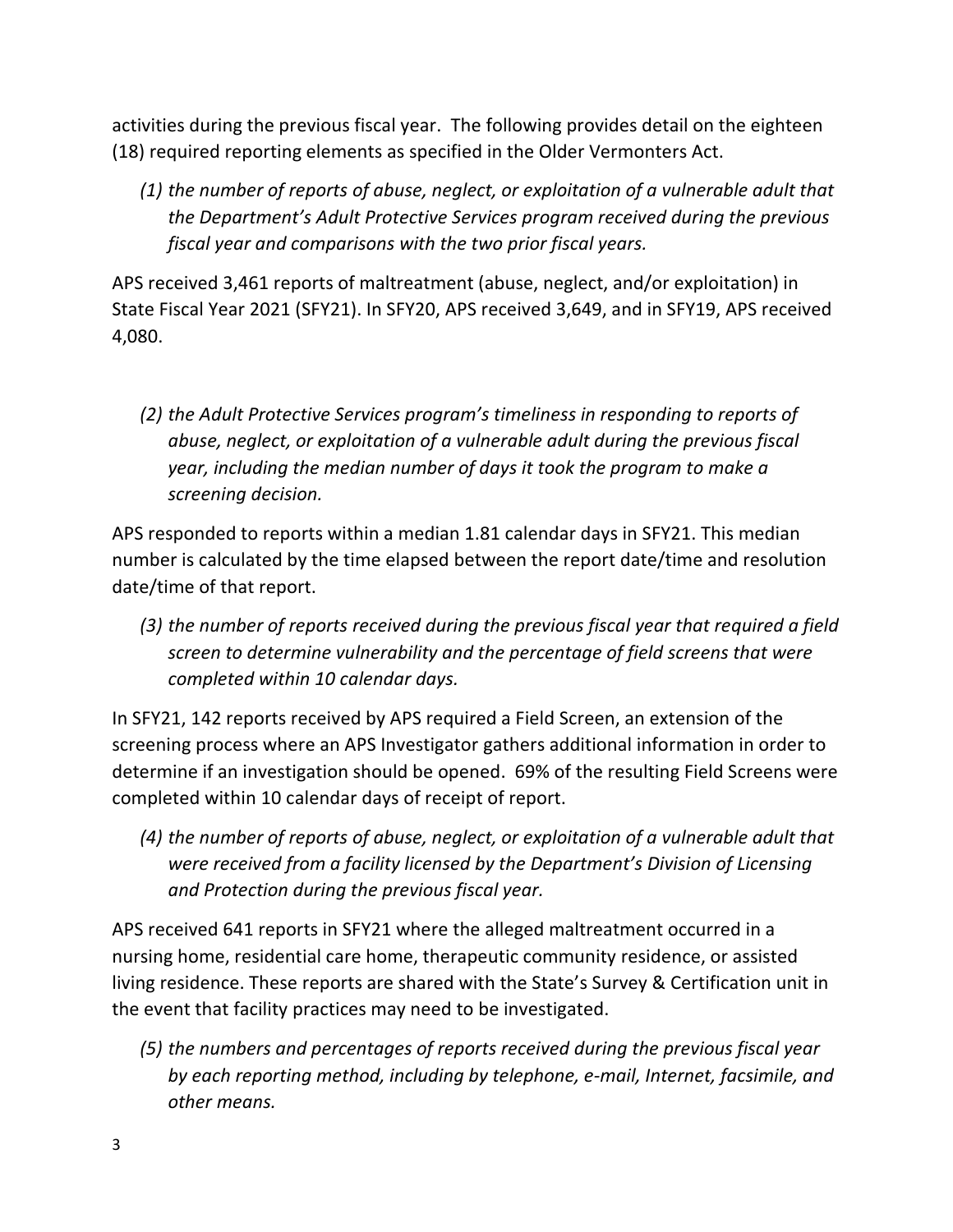activities during the previous fiscal year. The following provides detail on the eighteen (18) required reporting elements as specified in the Older Vermonters Act.

*(1) the number of reports of abuse, neglect, or exploitation of a vulnerable adult that the Department's Adult Protective Services program received during the previous fiscal year and comparisons with the two prior fiscal years.*

APS received 3,461 reports of maltreatment (abuse, neglect, and/or exploitation) in State Fiscal Year 2021 (SFY21). In SFY20, APS received 3,649, and in SFY19, APS received 4,080.

*(2) the Adult Protective Services program's timeliness in responding to reports of abuse, neglect, or exploitation of a vulnerable adult during the previous fiscal year, including the median number of days it took the program to make a screening decision.*

APS responded to reports within a median 1.81 calendar days in SFY21. This median number is calculated by the time elapsed between the report date/time and resolution date/time of that report.

*(3) the number of reports received during the previous fiscal year that required a field screen to determine vulnerability and the percentage of field screens that were completed within 10 calendar days.*

In SFY21, 142 reports received by APS required a Field Screen, an extension of the screening process where an APS Investigator gathers additional information in order to determine if an investigation should be opened. 69% of the resulting Field Screens were completed within 10 calendar days of receipt of report.

*(4) the number of reports of abuse, neglect, or exploitation of a vulnerable adult that were received from a facility licensed by the Department's Division of Licensing and Protection during the previous fiscal year.*

APS received 641 reports in SFY21 where the alleged maltreatment occurred in a nursing home, residential care home, therapeutic community residence, or assisted living residence. These reports are shared with the State's Survey & Certification unit in the event that facility practices may need to be investigated.

*(5) the numbers and percentages of reports received during the previous fiscal year by each reporting method, including by telephone, e-mail, Internet, facsimile, and other means.*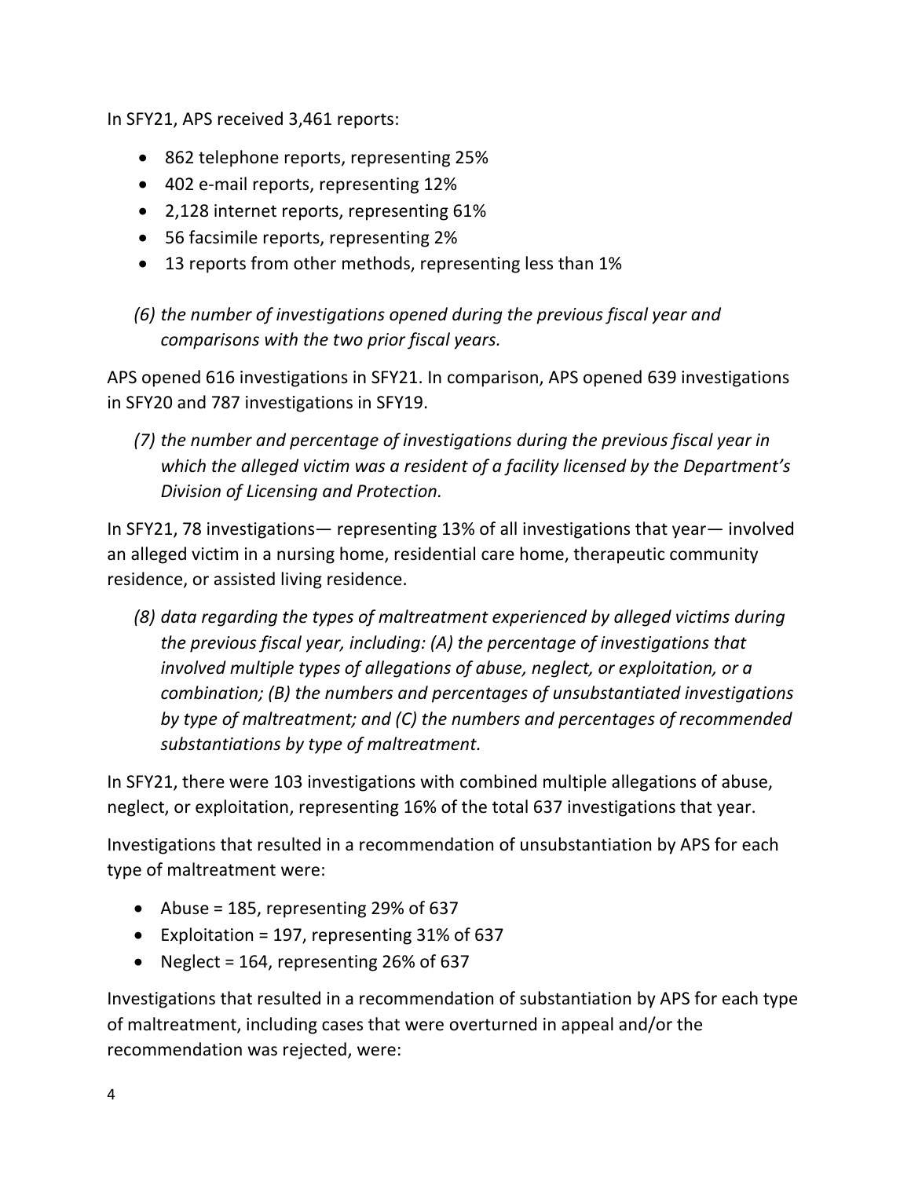In SFY21, APS received 3,461 reports:

- 862 telephone reports, representing 25%
- 402 e-mail reports, representing 12%
- 2,128 internet reports, representing 61%
- 56 facsimile reports, representing 2%
- 13 reports from other methods, representing less than 1%

*(6) the number of investigations opened during the previous fiscal year and comparisons with the two prior fiscal years.*

APS opened 616 investigations in SFY21. In comparison, APS opened 639 investigations in SFY20 and 787 investigations in SFY19.

*(7) the number and percentage of investigations during the previous fiscal year in which the alleged victim was a resident of a facility licensed by the Department's Division of Licensing and Protection.*

In SFY21, 78 investigations— representing 13% of all investigations that year— involved an alleged victim in a nursing home, residential care home, therapeutic community residence, or assisted living residence.

*(8) data regarding the types of maltreatment experienced by alleged victims during the previous fiscal year, including: (A) the percentage of investigations that involved multiple types of allegations of abuse, neglect, or exploitation, or a combination; (B) the numbers and percentages of unsubstantiated investigations by type of maltreatment; and (C) the numbers and percentages of recommended substantiations by type of maltreatment.*

In SFY21, there were 103 investigations with combined multiple allegations of abuse, neglect, or exploitation, representing 16% of the total 637 investigations that year.

Investigations that resulted in a recommendation of unsubstantiation by APS for each type of maltreatment were:

- Abuse = 185, representing 29% of 637
- Exploitation = 197, representing 31% of 637
- Neglect = 164, representing 26% of 637

Investigations that resulted in a recommendation of substantiation by APS for each type of maltreatment, including cases that were overturned in appeal and/or the recommendation was rejected, were: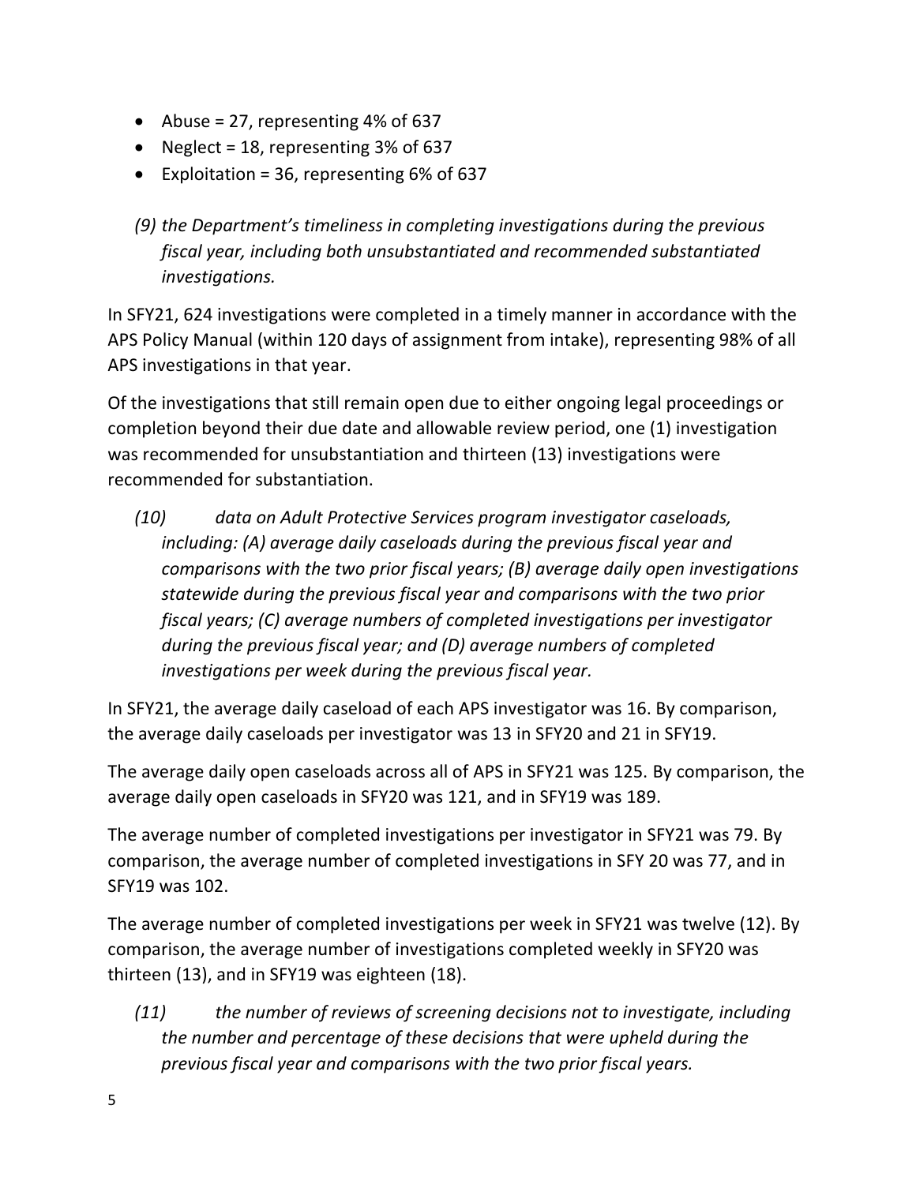- Abuse = 27, representing 4% of 637
- Neglect = 18, representing 3% of 637
- Exploitation = 36, representing 6% of 637

*(9) the Department's timeliness in completing investigations during the previous fiscal year, including both unsubstantiated and recommended substantiated investigations.*

In SFY21, 624 investigations were completed in a timely manner in accordance with the APS Policy Manual (within 120 days of assignment from intake), representing 98% of all APS investigations in that year.

Of the investigations that still remain open due to either ongoing legal proceedings or completion beyond their due date and allowable review period, one (1) investigation was recommended for unsubstantiation and thirteen (13) investigations were recommended for substantiation.

*(10) data on Adult Protective Services program investigator caseloads, including: (A) average daily caseloads during the previous fiscal year and comparisons with the two prior fiscal years; (B) average daily open investigations statewide during the previous fiscal year and comparisons with the two prior fiscal years; (C) average numbers of completed investigations per investigator during the previous fiscal year; and (D) average numbers of completed investigations per week during the previous fiscal year.*

In SFY21, the average daily caseload of each APS investigator was 16. By comparison, the average daily caseloads per investigator was 13 in SFY20 and 21 in SFY19.

The average daily open caseloads across all of APS in SFY21 was 125. By comparison, the average daily open caseloads in SFY20 was 121, and in SFY19 was 189.

The average number of completed investigations per investigator in SFY21 was 79. By comparison, the average number of completed investigations in SFY 20 was 77, and in SFY19 was 102.

The average number of completed investigations per week in SFY21 was twelve (12). By comparison, the average number of investigations completed weekly in SFY20 was thirteen (13), and in SFY19 was eighteen (18).

*(11) the number of reviews of screening decisions not to investigate, including the number and percentage of these decisions that were upheld during the previous fiscal year and comparisons with the two prior fiscal years.*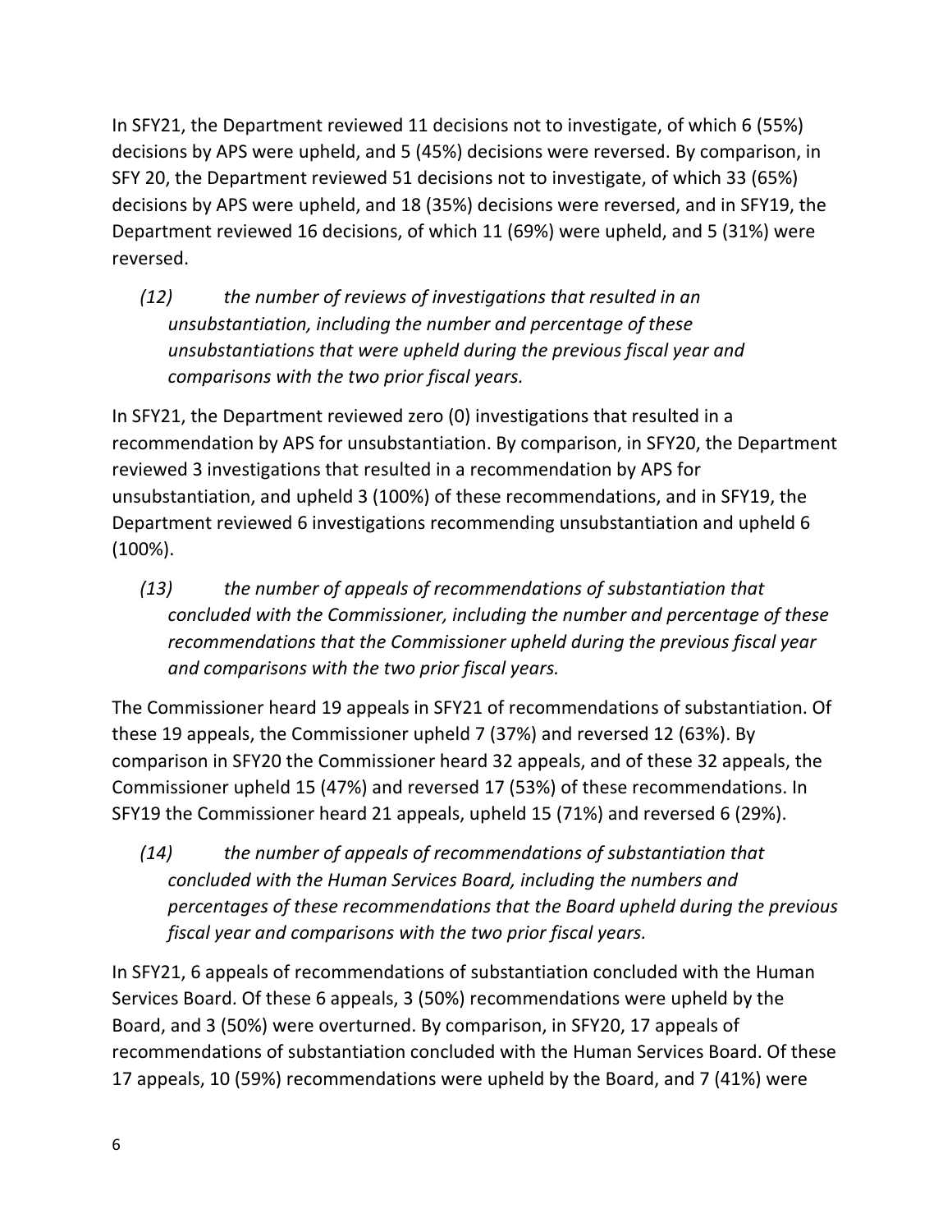In SFY21, the Department reviewed 11 decisions not to investigate, of which 6 (55%) decisions by APS were upheld, and 5 (45%) decisions were reversed. By comparison, in SFY 20, the Department reviewed 51 decisions not to investigate, of which 33 (65%) decisions by APS were upheld, and 18 (35%) decisions were reversed, and in SFY19, the Department reviewed 16 decisions, of which 11 (69%) were upheld, and 5 (31%) were reversed.

*(12) the number of reviews of investigations that resulted in an unsubstantiation, including the number and percentage of these unsubstantiations that were upheld during the previous fiscal year and comparisons with the two prior fiscal years.*

In SFY21, the Department reviewed zero (0) investigations that resulted in a recommendation by APS for unsubstantiation. By comparison, in SFY20, the Department reviewed 3 investigations that resulted in a recommendation by APS for unsubstantiation, and upheld 3 (100%) of these recommendations, and in SFY19, the Department reviewed 6 investigations recommending unsubstantiation and upheld 6 (100%).

*(13) the number of appeals of recommendations of substantiation that concluded with the Commissioner, including the number and percentage of these recommendations that the Commissioner upheld during the previous fiscal year and comparisons with the two prior fiscal years.*

The Commissioner heard 19 appeals in SFY21 of recommendations of substantiation. Of these 19 appeals, the Commissioner upheld 7 (37%) and reversed 12 (63%). By comparison in SFY20 the Commissioner heard 32 appeals, and of these 32 appeals, the Commissioner upheld 15 (47%) and reversed 17 (53%) of these recommendations. In SFY19 the Commissioner heard 21 appeals, upheld 15 (71%) and reversed 6 (29%).

*(14) the number of appeals of recommendations of substantiation that concluded with the Human Services Board, including the numbers and percentages of these recommendations that the Board upheld during the previous fiscal year and comparisons with the two prior fiscal years.*

In SFY21, 6 appeals of recommendations of substantiation concluded with the Human Services Board. Of these 6 appeals, 3 (50%) recommendations were upheld by the Board, and 3 (50%) were overturned. By comparison, in SFY20, 17 appeals of recommendations of substantiation concluded with the Human Services Board. Of these 17 appeals, 10 (59%) recommendations were upheld by the Board, and 7 (41%) were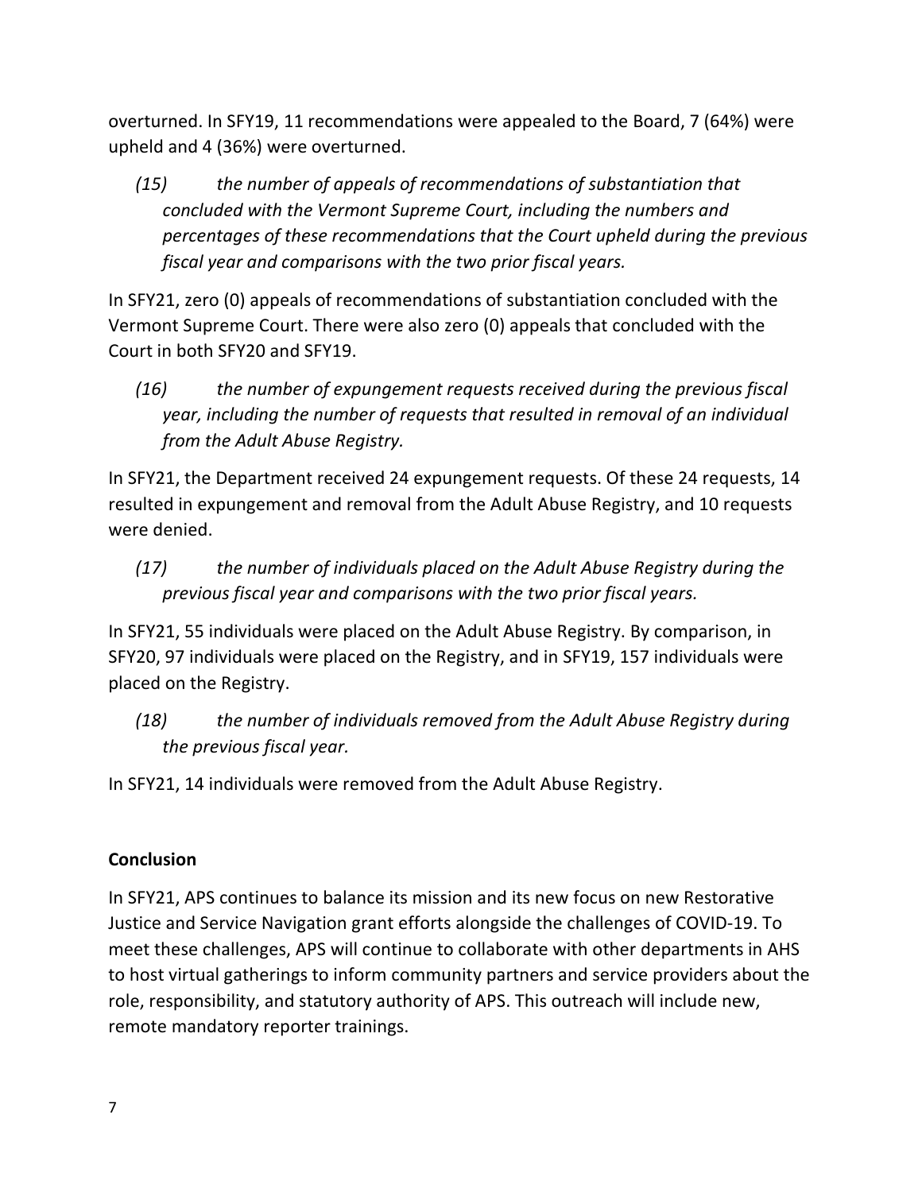overturned. In SFY19, 11 recommendations were appealed to the Board, 7 (64%) were upheld and 4 (36%) were overturned.

*(15) the number of appeals of recommendations of substantiation that concluded with the Vermont Supreme Court, including the numbers and percentages of these recommendations that the Court upheld during the previous fiscal year and comparisons with the two prior fiscal years.*

In SFY21, zero (0) appeals of recommendations of substantiation concluded with the Vermont Supreme Court. There were also zero (0) appeals that concluded with the Court in both SFY20 and SFY19.

*(16) the number of expungement requests received during the previous fiscal year, including the number of requests that resulted in removal of an individual from the Adult Abuse Registry.*

In SFY21, the Department received 24 expungement requests. Of these 24 requests, 14 resulted in expungement and removal from the Adult Abuse Registry, and 10 requests were denied.

*(17) the number of individuals placed on the Adult Abuse Registry during the previous fiscal year and comparisons with the two prior fiscal years.*

In SFY21, 55 individuals were placed on the Adult Abuse Registry. By comparison, in SFY20, 97 individuals were placed on the Registry, and in SFY19, 157 individuals were placed on the Registry.

*(18) the number of individuals removed from the Adult Abuse Registry during the previous fiscal year.*

In SFY21, 14 individuals were removed from the Adult Abuse Registry.

**Conclusion**

In SFY21, APS continues to balance its mission and its new focus on new Restorative Justice and Service Navigation grant efforts alongside the challenges of COVID-19. To meet these challenges, APS will continue to collaborate with other departments in AHS to host virtual gatherings to inform community partners and service providers about the role, responsibility, and statutory authority of APS. This outreach will include new, remote mandatory reporter trainings.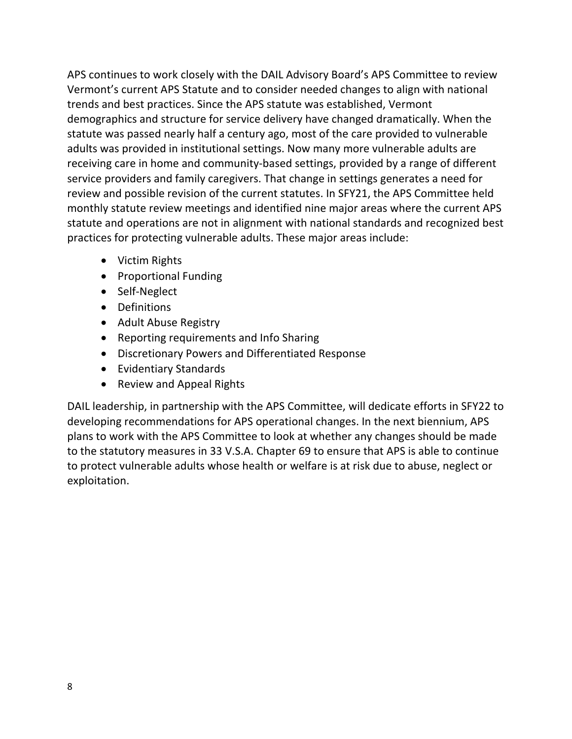APS continues to work closely with the DAIL Advisory Board's APS Committee to review Vermont's current APS Statute and to consider needed changes to align with national trends and best practices. Since the APS statute was established, Vermont demographics and structure for service delivery have changed dramatically. When the statute was passed nearly half a century ago, most of the care provided to vulnerable adults was provided in institutional settings. Now many more vulnerable adults are receiving care in home and community-based settings, provided by a range of different service providers and family caregivers. That change in settings generates a need for review and possible revision of the current statutes. In SFY21, the APS Committee held monthly statute review meetings and identified nine major areas where the current APS statute and operations are not in alignment with national standards and recognized best practices for protecting vulnerable adults. These major areas include:

- Victim Rights
- Proportional Funding
- Self-Neglect
- Definitions
- Adult Abuse Registry
- Reporting requirements and Info Sharing
- Discretionary Powers and Differentiated Response
- Evidentiary Standards
- Review and Appeal Rights

DAIL leadership, in partnership with the APS Committee, will dedicate efforts in SFY22 to developing recommendations for APS operational changes. In the next biennium, APS plans to work with the APS Committee to look at whether any changes should be made to the statutory measures in 33 V.S.A. Chapter 69 to ensure that APS is able to continue to protect vulnerable adults whose health or welfare is at risk due to abuse, neglect or exploitation.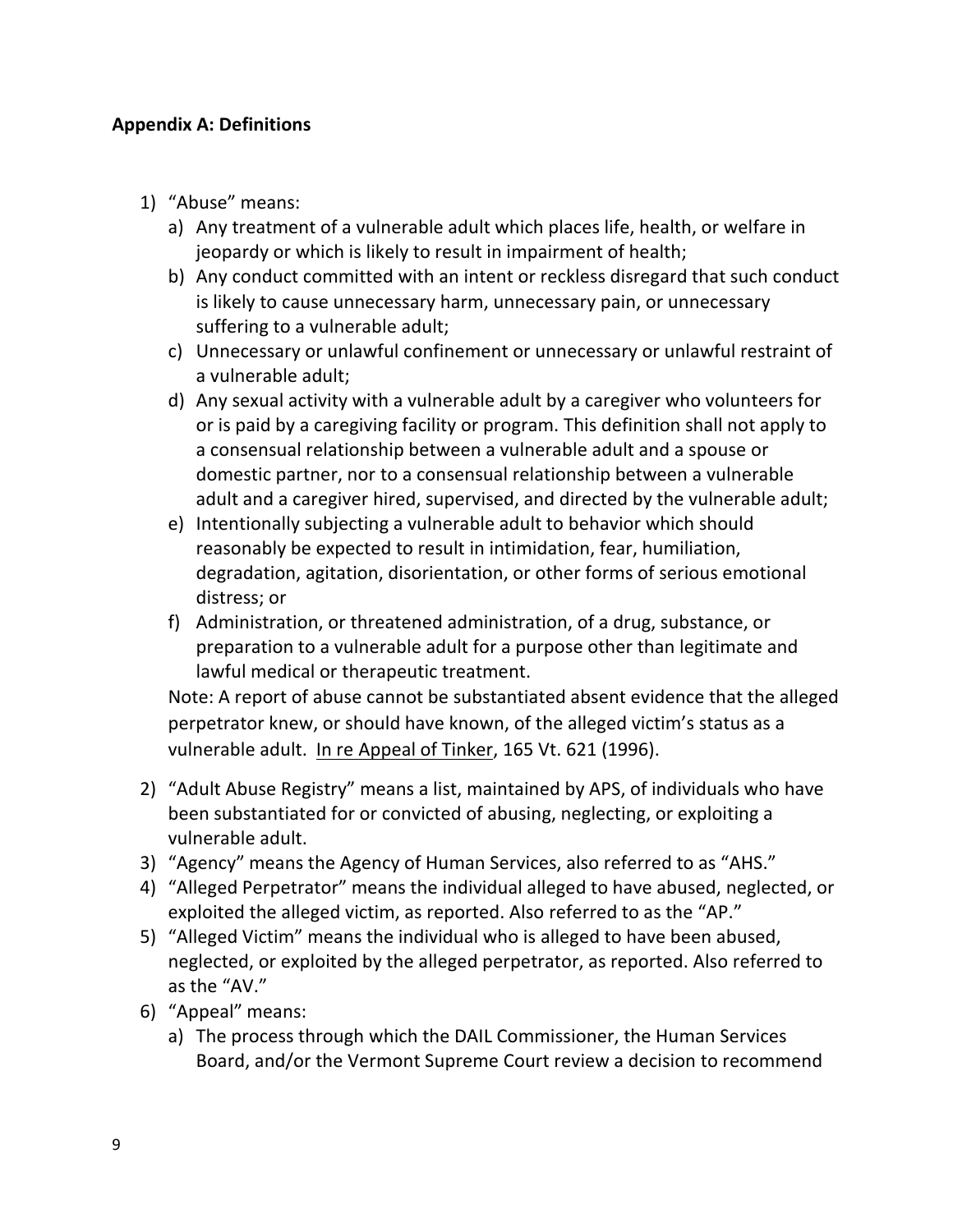**Appendix A: Definitions**

1) "Abuse" means:
   a) Any treatment of a vulnerable adult which places life, health, or welfare in jeopardy or which is likely to result in impairment of health;
   b) Any conduct committed with an intent or reckless disregard that such conduct is likely to cause unnecessary harm, unnecessary pain, or unnecessary suffering to a vulnerable adult;
   c) Unnecessary or unlawful confinement or unnecessary or unlawful restraint of a vulnerable adult;
   d) Any sexual activity with a vulnerable adult by a caregiver who volunteers for or is paid by a caregiving facility or program. This definition shall not apply to a consensual relationship between a vulnerable adult and a spouse or domestic partner, nor to a consensual relationship between a vulnerable adult and a caregiver hired, supervised, and directed by the vulnerable adult;
   e) Intentionally subjecting a vulnerable adult to behavior which should reasonably be expected to result in intimidation, fear, humiliation, degradation, agitation, disorientation, or other forms of serious emotional distress; or
   f) Administration, or threatened administration, of a drug, substance, or preparation to a vulnerable adult for a purpose other than legitimate and lawful medical or therapeutic treatment.

   Note: A report of abuse cannot be substantiated absent evidence that the alleged perpetrator knew, or should have known, of the alleged victim's status as a vulnerable adult. In re Appeal of Tinker, 165 Vt. 621 (1996).

2) "Adult Abuse Registry" means a list, maintained by APS, of individuals who have been substantiated for or convicted of abusing, neglecting, or exploiting a vulnerable adult.
3) "Agency" means the Agency of Human Services, also referred to as "AHS."
4) "Alleged Perpetrator" means the individual alleged to have abused, neglected, or exploited the alleged victim, as reported. Also referred to as the "AP."
5) "Alleged Victim" means the individual who is alleged to have been abused, neglected, or exploited by the alleged perpetrator, as reported. Also referred to as the "AV."
6) "Appeal" means:
   a) The process through which the DAIL Commissioner, the Human Services Board, and/or the Vermont Supreme Court review a decision to recommend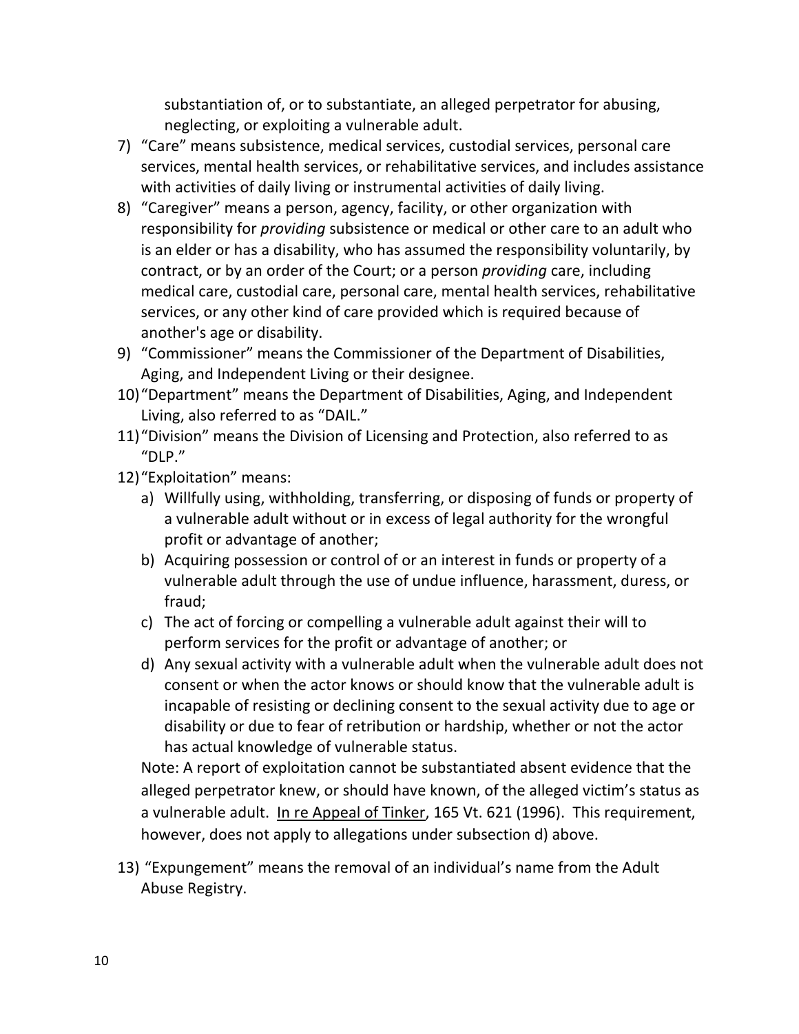substantiation of, or to substantiate, an alleged perpetrator for abusing, neglecting, or exploiting a vulnerable adult.

7) "Care" means subsistence, medical services, custodial services, personal care services, mental health services, or rehabilitative services, and includes assistance with activities of daily living or instrumental activities of daily living.
8) "Caregiver" means a person, agency, facility, or other organization with responsibility for *providing* subsistence or medical or other care to an adult who is an elder or has a disability, who has assumed the responsibility voluntarily, by contract, or by an order of the Court; or a person *providing* care, including medical care, custodial care, personal care, mental health services, rehabilitative services, or any other kind of care provided which is required because of another's age or disability.
9) "Commissioner" means the Commissioner of the Department of Disabilities, Aging, and Independent Living or their designee.
10) "Department" means the Department of Disabilities, Aging, and Independent Living, also referred to as "DAIL."
11) "Division" means the Division of Licensing and Protection, also referred to as "DLP."
12) "Exploitation" means:
    a) Willfully using, withholding, transferring, or disposing of funds or property of a vulnerable adult without or in excess of legal authority for the wrongful profit or advantage of another;
    b) Acquiring possession or control of or an interest in funds or property of a vulnerable adult through the use of undue influence, harassment, duress, or fraud;
    c) The act of forcing or compelling a vulnerable adult against their will to perform services for the profit or advantage of another; or
    d) Any sexual activity with a vulnerable adult when the vulnerable adult does not consent or when the actor knows or should know that the vulnerable adult is incapable of resisting or declining consent to the sexual activity due to age or disability or due to fear of retribution or hardship, whether or not the actor has actual knowledge of vulnerable status.

    Note: A report of exploitation cannot be substantiated absent evidence that the alleged perpetrator knew, or should have known, of the alleged victim's status as a vulnerable adult. In re Appeal of Tinker, 165 Vt. 621 (1996). This requirement, however, does not apply to allegations under subsection d) above.

13) "Expungement" means the removal of an individual's name from the Adult Abuse Registry.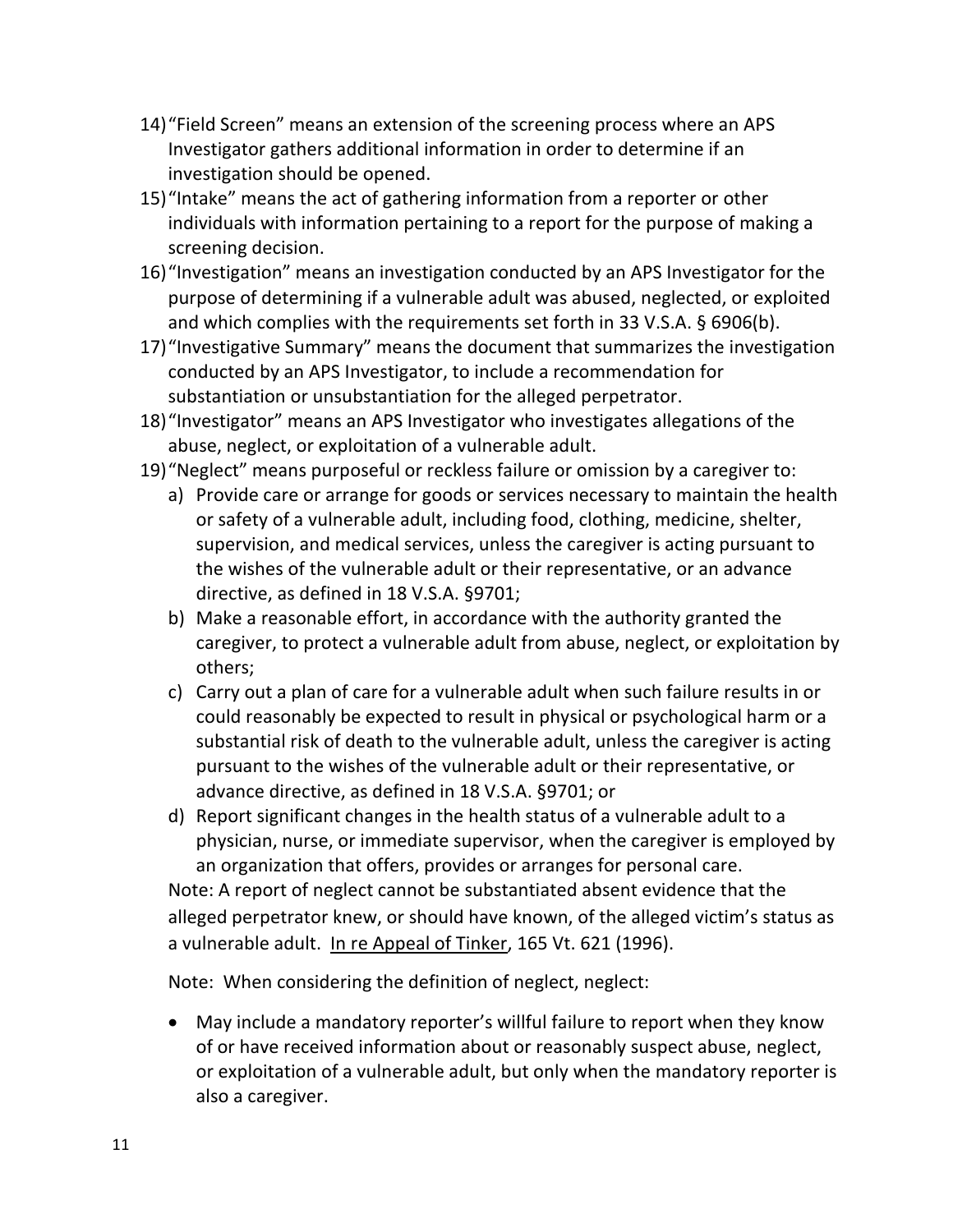14) "Field Screen" means an extension of the screening process where an APS Investigator gathers additional information in order to determine if an investigation should be opened.

15) "Intake" means the act of gathering information from a reporter or other individuals with information pertaining to a report for the purpose of making a screening decision.

16) "Investigation" means an investigation conducted by an APS Investigator for the purpose of determining if a vulnerable adult was abused, neglected, or exploited and which complies with the requirements set forth in 33 V.S.A. § 6906(b).

17) "Investigative Summary" means the document that summarizes the investigation conducted by an APS Investigator, to include a recommendation for substantiation or unsubstantiation for the alleged perpetrator.

18) "Investigator" means an APS Investigator who investigates allegations of the abuse, neglect, or exploitation of a vulnerable adult.

19) "Neglect" means purposeful or reckless failure or omission by a caregiver to:

    a) Provide care or arrange for goods or services necessary to maintain the health or safety of a vulnerable adult, including food, clothing, medicine, shelter, supervision, and medical services, unless the caregiver is acting pursuant to the wishes of the vulnerable adult or their representative, or an advance directive, as defined in 18 V.S.A. §9701;

    b) Make a reasonable effort, in accordance with the authority granted the caregiver, to protect a vulnerable adult from abuse, neglect, or exploitation by others;

    c) Carry out a plan of care for a vulnerable adult when such failure results in or could reasonably be expected to result in physical or psychological harm or a substantial risk of death to the vulnerable adult, unless the caregiver is acting pursuant to the wishes of the vulnerable adult or their representative, or advance directive, as defined in 18 V.S.A. §9701; or

    d) Report significant changes in the health status of a vulnerable adult to a physician, nurse, or immediate supervisor, when the caregiver is employed by an organization that offers, provides or arranges for personal care.

    Note: A report of neglect cannot be substantiated absent evidence that the alleged perpetrator knew, or should have known, of the alleged victim's status as a vulnerable adult. In re Appeal of Tinker, 165 Vt. 621 (1996).

    Note: When considering the definition of neglect, neglect:

    - May include a mandatory reporter's willful failure to report when they know of or have received information about or reasonably suspect abuse, neglect, or exploitation of a vulnerable adult, but only when the mandatory reporter is also a caregiver.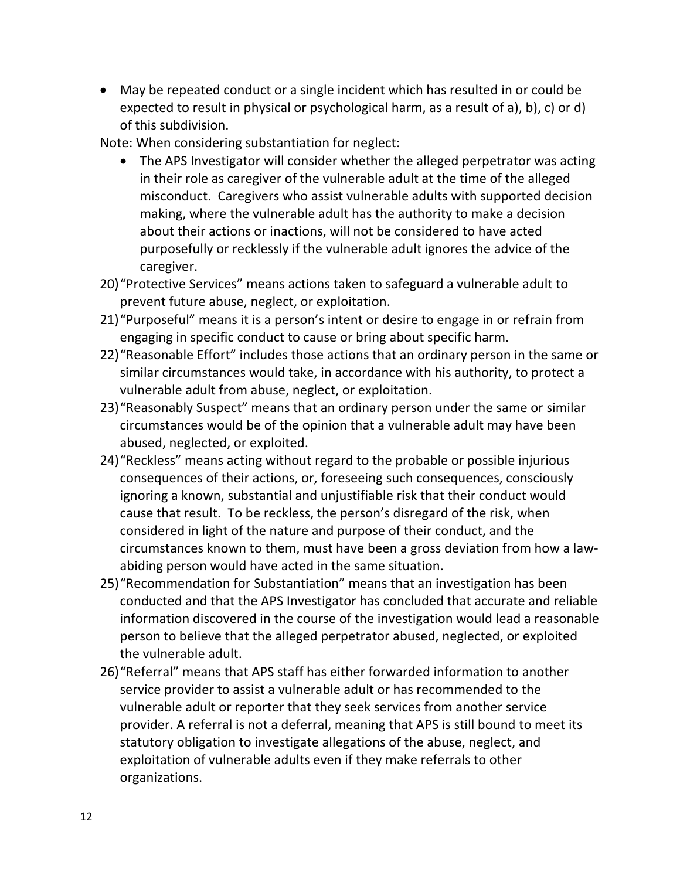- May be repeated conduct or a single incident which has resulted in or could be expected to result in physical or psychological harm, as a result of a), b), c) or d) of this subdivision.

Note: When considering substantiation for neglect:

- The APS Investigator will consider whether the alleged perpetrator was acting in their role as caregiver of the vulnerable adult at the time of the alleged misconduct. Caregivers who assist vulnerable adults with supported decision making, where the vulnerable adult has the authority to make a decision about their actions or inactions, will not be considered to have acted purposefully or recklessly if the vulnerable adult ignores the advice of the caregiver.

20) "Protective Services" means actions taken to safeguard a vulnerable adult to prevent future abuse, neglect, or exploitation.
21) "Purposeful" means it is a person's intent or desire to engage in or refrain from engaging in specific conduct to cause or bring about specific harm.
22) "Reasonable Effort" includes those actions that an ordinary person in the same or similar circumstances would take, in accordance with his authority, to protect a vulnerable adult from abuse, neglect, or exploitation.
23) "Reasonably Suspect" means that an ordinary person under the same or similar circumstances would be of the opinion that a vulnerable adult may have been abused, neglected, or exploited.
24) "Reckless" means acting without regard to the probable or possible injurious consequences of their actions, or, foreseeing such consequences, consciously ignoring a known, substantial and unjustifiable risk that their conduct would cause that result. To be reckless, the person's disregard of the risk, when considered in light of the nature and purpose of their conduct, and the circumstances known to them, must have been a gross deviation from how a law-abiding person would have acted in the same situation.
25) "Recommendation for Substantiation" means that an investigation has been conducted and that the APS Investigator has concluded that accurate and reliable information discovered in the course of the investigation would lead a reasonable person to believe that the alleged perpetrator abused, neglected, or exploited the vulnerable adult.
26) "Referral" means that APS staff has either forwarded information to another service provider to assist a vulnerable adult or has recommended to the vulnerable adult or reporter that they seek services from another service provider. A referral is not a deferral, meaning that APS is still bound to meet its statutory obligation to investigate allegations of the abuse, neglect, and exploitation of vulnerable adults even if they make referrals to other organizations.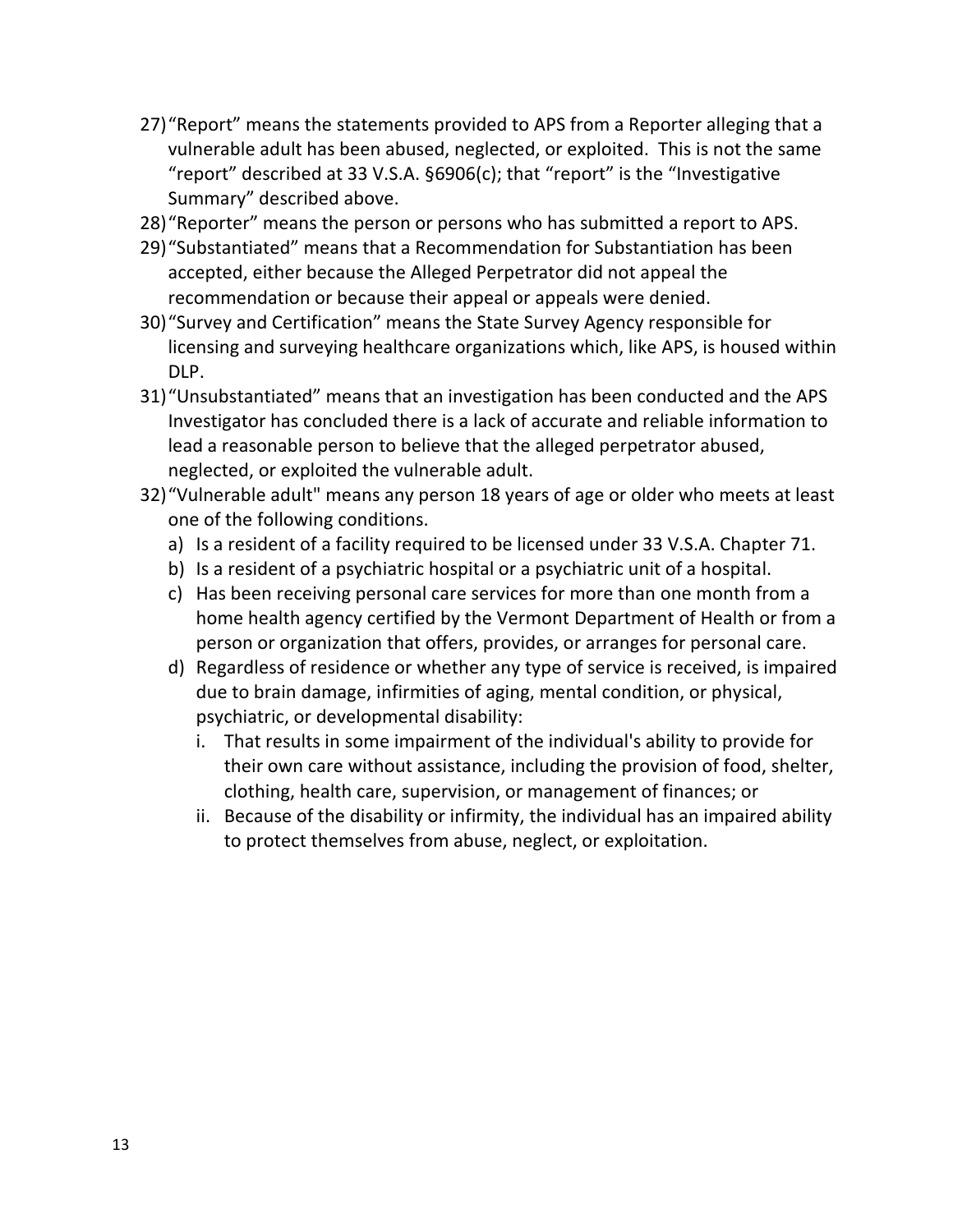27) "Report" means the statements provided to APS from a Reporter alleging that a vulnerable adult has been abused, neglected, or exploited. This is not the same "report" described at 33 V.S.A. §6906(c); that "report" is the "Investigative Summary" described above.
28) "Reporter" means the person or persons who has submitted a report to APS.
29) "Substantiated" means that a Recommendation for Substantiation has been accepted, either because the Alleged Perpetrator did not appeal the recommendation or because their appeal or appeals were denied.
30) "Survey and Certification" means the State Survey Agency responsible for licensing and surveying healthcare organizations which, like APS, is housed within DLP.
31) "Unsubstantiated" means that an investigation has been conducted and the APS Investigator has concluded there is a lack of accurate and reliable information to lead a reasonable person to believe that the alleged perpetrator abused, neglected, or exploited the vulnerable adult.
32) "Vulnerable adult" means any person 18 years of age or older who meets at least one of the following conditions.
    a) Is a resident of a facility required to be licensed under 33 V.S.A. Chapter 71.
    b) Is a resident of a psychiatric hospital or a psychiatric unit of a hospital.
    c) Has been receiving personal care services for more than one month from a home health agency certified by the Vermont Department of Health or from a person or organization that offers, provides, or arranges for personal care.
    d) Regardless of residence or whether any type of service is received, is impaired due to brain damage, infirmities of aging, mental condition, or physical, psychiatric, or developmental disability:
        i. That results in some impairment of the individual's ability to provide for their own care without assistance, including the provision of food, shelter, clothing, health care, supervision, or management of finances; or
        ii. Because of the disability or infirmity, the individual has an impaired ability to protect themselves from abuse, neglect, or exploitation.